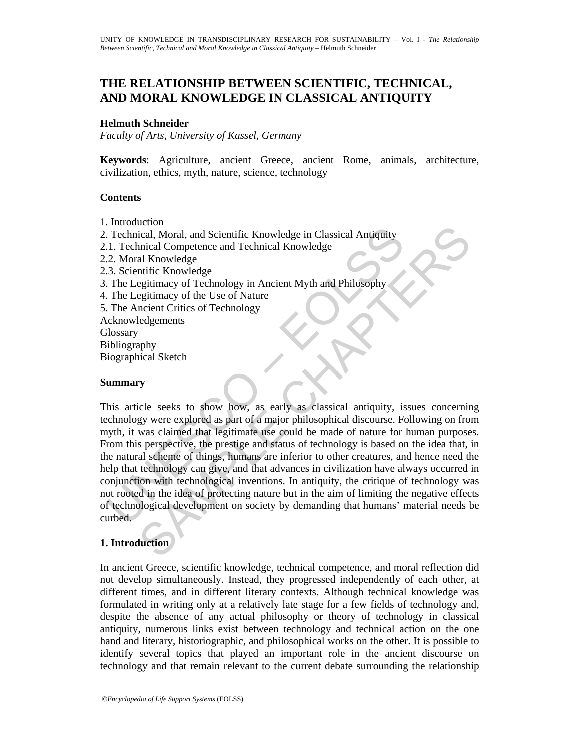# THE RELATIONSHIP BETWEEN SCIENTIFIC, TECHNICAL, AND MORAL KNOWLEDGE IN CLASSICAL ANTIQUITY

**Helmuth Schneider**

*Faculty of Arts, University of Kassel, Germany*

**Keywords**: Agriculture, ancient Greece, ancient Rome, animals, architecture, civilization, ethics, myth, nature, science, technology

**Contents**

1. Introduction
2. Technical, Moral, and Scientific Knowledge in Classical Antiquity
2.1. Technical Competence and Technical Knowledge
2.2. Moral Knowledge
2.3. Scientific Knowledge
3. The Legitimacy of Technology in Ancient Myth and Philosophy
4. The Legitimacy of the Use of Nature
5. The Ancient Critics of Technology

Acknowledgements
Glossary
Bibliography
Biographical Sketch

**Summary**

This article seeks to show how, as early as classical antiquity, issues concerning technology were explored as part of a major philosophical discourse. Following on from myth, it was claimed that legitimate use could be made of nature for human purposes. From this perspective, the prestige and status of technology is based on the idea that, in the natural scheme of things, humans are inferior to other creatures, and hence need the help that technology can give, and that advances in civilization have always occurred in conjunction with technological inventions. In antiquity, the critique of technology was not rooted in the idea of protecting nature but in the aim of limiting the negative effects of technological development on society by demanding that humans' material needs be curbed.

## 1. Introduction

In ancient Greece, scientific knowledge, technical competence, and moral reflection did not develop simultaneously. Instead, they progressed independently of each other, at different times, and in different literary contexts. Although technical knowledge was formulated in writing only at a relatively late stage for a few fields of technology and, despite the absence of any actual philosophy or theory of technology in classical antiquity, numerous links exist between technology and technical action on the one hand and literary, historiographic, and philosophical works on the other. It is possible to identify several topics that played an important role in the ancient discourse on technology and that remain relevant to the current debate surrounding the relationship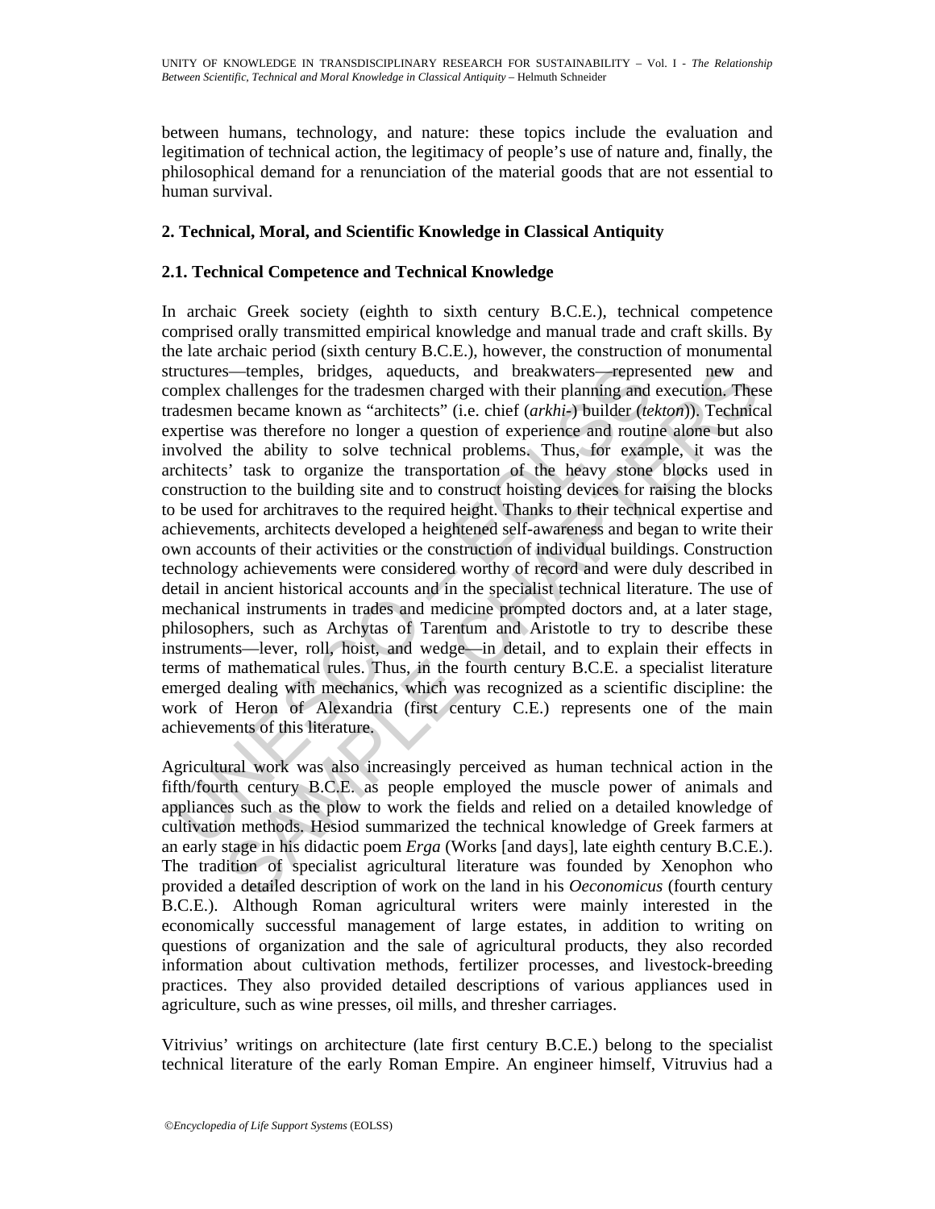between humans, technology, and nature: these topics include the evaluation and legitimation of technical action, the legitimacy of people's use of nature and, finally, the philosophical demand for a renunciation of the material goods that are not essential to human survival.

## 2. Technical, Moral, and Scientific Knowledge in Classical Antiquity

### 2.1. Technical Competence and Technical Knowledge

In archaic Greek society (eighth to sixth century B.C.E.), technical competence comprised orally transmitted empirical knowledge and manual trade and craft skills. By the late archaic period (sixth century B.C.E.), however, the construction of monumental structures—temples, bridges, aqueducts, and breakwaters—represented new and complex challenges for the tradesmen charged with their planning and execution. These tradesmen became known as "architects" (i.e. chief (*arkhi-*) builder (*tekton*)). Technical expertise was therefore no longer a question of experience and routine alone but also involved the ability to solve technical problems. Thus, for example, it was the architects' task to organize the transportation of the heavy stone blocks used in construction to the building site and to construct hoisting devices for raising the blocks to be used for architraves to the required height. Thanks to their technical expertise and achievements, architects developed a heightened self-awareness and began to write their own accounts of their activities or the construction of individual buildings. Construction technology achievements were considered worthy of record and were duly described in detail in ancient historical accounts and in the specialist technical literature. The use of mechanical instruments in trades and medicine prompted doctors and, at a later stage, philosophers, such as Archytas of Tarentum and Aristotle to try to describe these instruments—lever, roll, hoist, and wedge—in detail, and to explain their effects in terms of mathematical rules. Thus, in the fourth century B.C.E. a specialist literature emerged dealing with mechanics, which was recognized as a scientific discipline: the work of Heron of Alexandria (first century C.E.) represents one of the main achievements of this literature.

Agricultural work was also increasingly perceived as human technical action in the fifth/fourth century B.C.E. as people employed the muscle power of animals and appliances such as the plow to work the fields and relied on a detailed knowledge of cultivation methods. Hesiod summarized the technical knowledge of Greek farmers at an early stage in his didactic poem *Erga* (Works [and days], late eighth century B.C.E.). The tradition of specialist agricultural literature was founded by Xenophon who provided a detailed description of work on the land in his *Oeconomicus* (fourth century B.C.E.). Although Roman agricultural writers were mainly interested in the economically successful management of large estates, in addition to writing on questions of organization and the sale of agricultural products, they also recorded information about cultivation methods, fertilizer processes, and livestock-breeding practices. They also provided detailed descriptions of various appliances used in agriculture, such as wine presses, oil mills, and thresher carriages.

Vitrivius' writings on architecture (late first century B.C.E.) belong to the specialist technical literature of the early Roman Empire. An engineer himself, Vitruvius had a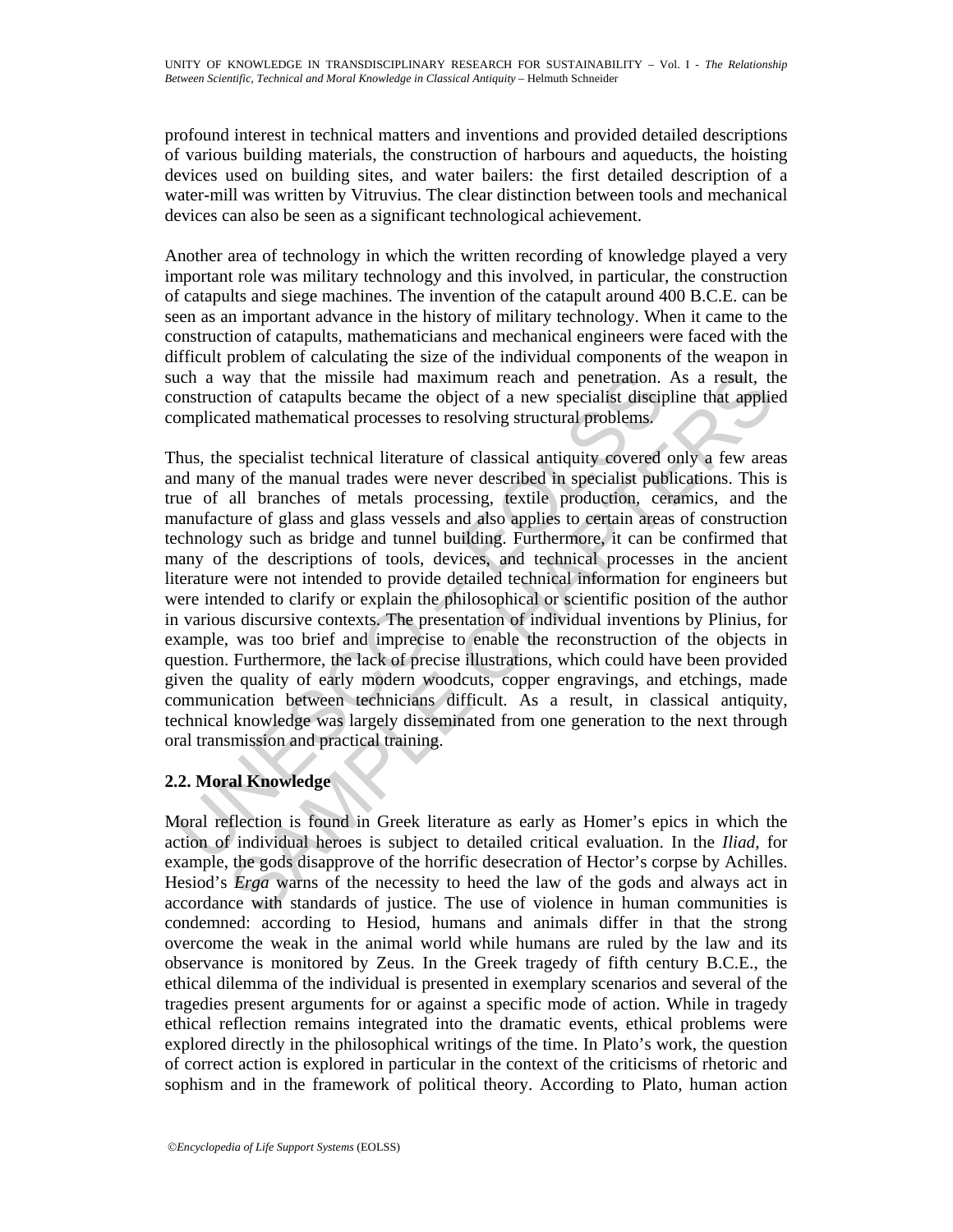profound interest in technical matters and inventions and provided detailed descriptions of various building materials, the construction of harbours and aqueducts, the hoisting devices used on building sites, and water bailers: the first detailed description of a water-mill was written by Vitruvius. The clear distinction between tools and mechanical devices can also be seen as a significant technological achievement.

Another area of technology in which the written recording of knowledge played a very important role was military technology and this involved, in particular, the construction of catapults and siege machines. The invention of the catapult around 400 B.C.E. can be seen as an important advance in the history of military technology. When it came to the construction of catapults, mathematicians and mechanical engineers were faced with the difficult problem of calculating the size of the individual components of the weapon in such a way that the missile had maximum reach and penetration. As a result, the construction of catapults became the object of a new specialist discipline that applied complicated mathematical processes to resolving structural problems.

Thus, the specialist technical literature of classical antiquity covered only a few areas and many of the manual trades were never described in specialist publications. This is true of all branches of metals processing, textile production, ceramics, and the manufacture of glass and glass vessels and also applies to certain areas of construction technology such as bridge and tunnel building. Furthermore, it can be confirmed that many of the descriptions of tools, devices, and technical processes in the ancient literature were not intended to provide detailed technical information for engineers but were intended to clarify or explain the philosophical or scientific position of the author in various discursive contexts. The presentation of individual inventions by Plinius, for example, was too brief and imprecise to enable the reconstruction of the objects in question. Furthermore, the lack of precise illustrations, which could have been provided given the quality of early modern woodcuts, copper engravings, and etchings, made communication between technicians difficult. As a result, in classical antiquity, technical knowledge was largely disseminated from one generation to the next through oral transmission and practical training.

## 2.2. Moral Knowledge

Moral reflection is found in Greek literature as early as Homer's epics in which the action of individual heroes is subject to detailed critical evaluation. In the *Iliad*, for example, the gods disapprove of the horrific desecration of Hector's corpse by Achilles. Hesiod's *Erga* warns of the necessity to heed the law of the gods and always act in accordance with standards of justice. The use of violence in human communities is condemned: according to Hesiod, humans and animals differ in that the strong overcome the weak in the animal world while humans are ruled by the law and its observance is monitored by Zeus. In the Greek tragedy of fifth century B.C.E., the ethical dilemma of the individual is presented in exemplary scenarios and several of the tragedies present arguments for or against a specific mode of action. While in tragedy ethical reflection remains integrated into the dramatic events, ethical problems were explored directly in the philosophical writings of the time. In Plato's work, the question of correct action is explored in particular in the context of the criticisms of rhetoric and sophism and in the framework of political theory. According to Plato, human action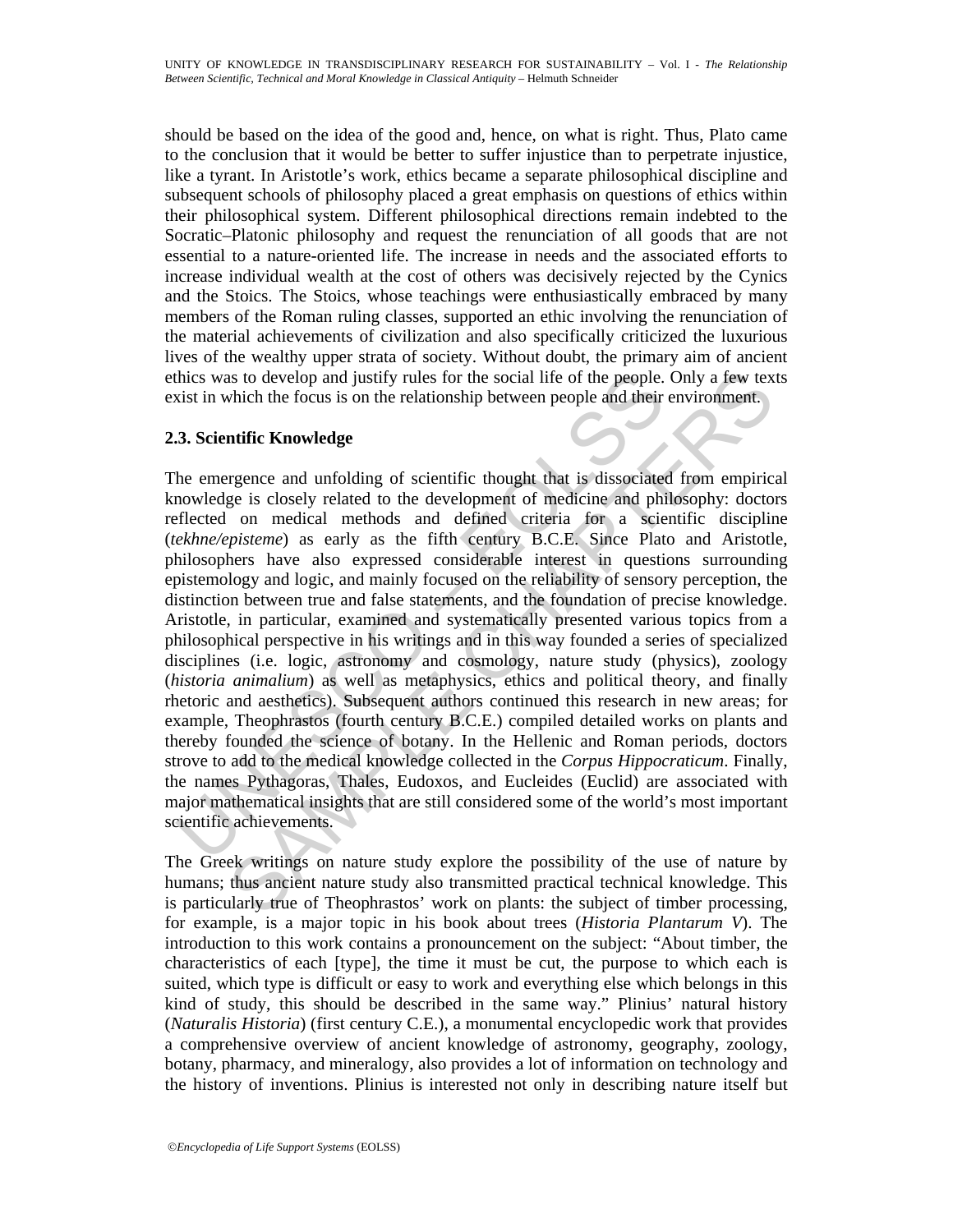should be based on the idea of the good and, hence, on what is right. Thus, Plato came to the conclusion that it would be better to suffer injustice than to perpetrate injustice, like a tyrant. In Aristotle's work, ethics became a separate philosophical discipline and subsequent schools of philosophy placed a great emphasis on questions of ethics within their philosophical system. Different philosophical directions remain indebted to the Socratic–Platonic philosophy and request the renunciation of all goods that are not essential to a nature-oriented life. The increase in needs and the associated efforts to increase individual wealth at the cost of others was decisively rejected by the Cynics and the Stoics. The Stoics, whose teachings were enthusiastically embraced by many members of the Roman ruling classes, supported an ethic involving the renunciation of the material achievements of civilization and also specifically criticized the luxurious lives of the wealthy upper strata of society. Without doubt, the primary aim of ancient ethics was to develop and justify rules for the social life of the people. Only a few texts exist in which the focus is on the relationship between people and their environment.

### 2.3. Scientific Knowledge

The emergence and unfolding of scientific thought that is dissociated from empirical knowledge is closely related to the development of medicine and philosophy: doctors reflected on medical methods and defined criteria for a scientific discipline (*tekhne/episteme*) as early as the fifth century B.C.E. Since Plato and Aristotle, philosophers have also expressed considerable interest in questions surrounding epistemology and logic, and mainly focused on the reliability of sensory perception, the distinction between true and false statements, and the foundation of precise knowledge. Aristotle, in particular, examined and systematically presented various topics from a philosophical perspective in his writings and in this way founded a series of specialized disciplines (i.e. logic, astronomy and cosmology, nature study (physics), zoology (*historia animalium*) as well as metaphysics, ethics and political theory, and finally rhetoric and aesthetics). Subsequent authors continued this research in new areas; for example, Theophrastos (fourth century B.C.E.) compiled detailed works on plants and thereby founded the science of botany. In the Hellenic and Roman periods, doctors strove to add to the medical knowledge collected in the *Corpus Hippocraticum*. Finally, the names Pythagoras, Thales, Eudoxos, and Eucleides (Euclid) are associated with major mathematical insights that are still considered some of the world's most important scientific achievements.

The Greek writings on nature study explore the possibility of the use of nature by humans; thus ancient nature study also transmitted practical technical knowledge. This is particularly true of Theophrastos' work on plants: the subject of timber processing, for example, is a major topic in his book about trees (*Historia Plantarum V*). The introduction to this work contains a pronouncement on the subject: "About timber, the characteristics of each [type], the time it must be cut, the purpose to which each is suited, which type is difficult or easy to work and everything else which belongs in this kind of study, this should be described in the same way." Plinius' natural history (*Naturalis Historia*) (first century C.E.), a monumental encyclopedic work that provides a comprehensive overview of ancient knowledge of astronomy, geography, zoology, botany, pharmacy, and mineralogy, also provides a lot of information on technology and the history of inventions. Plinius is interested not only in describing nature itself but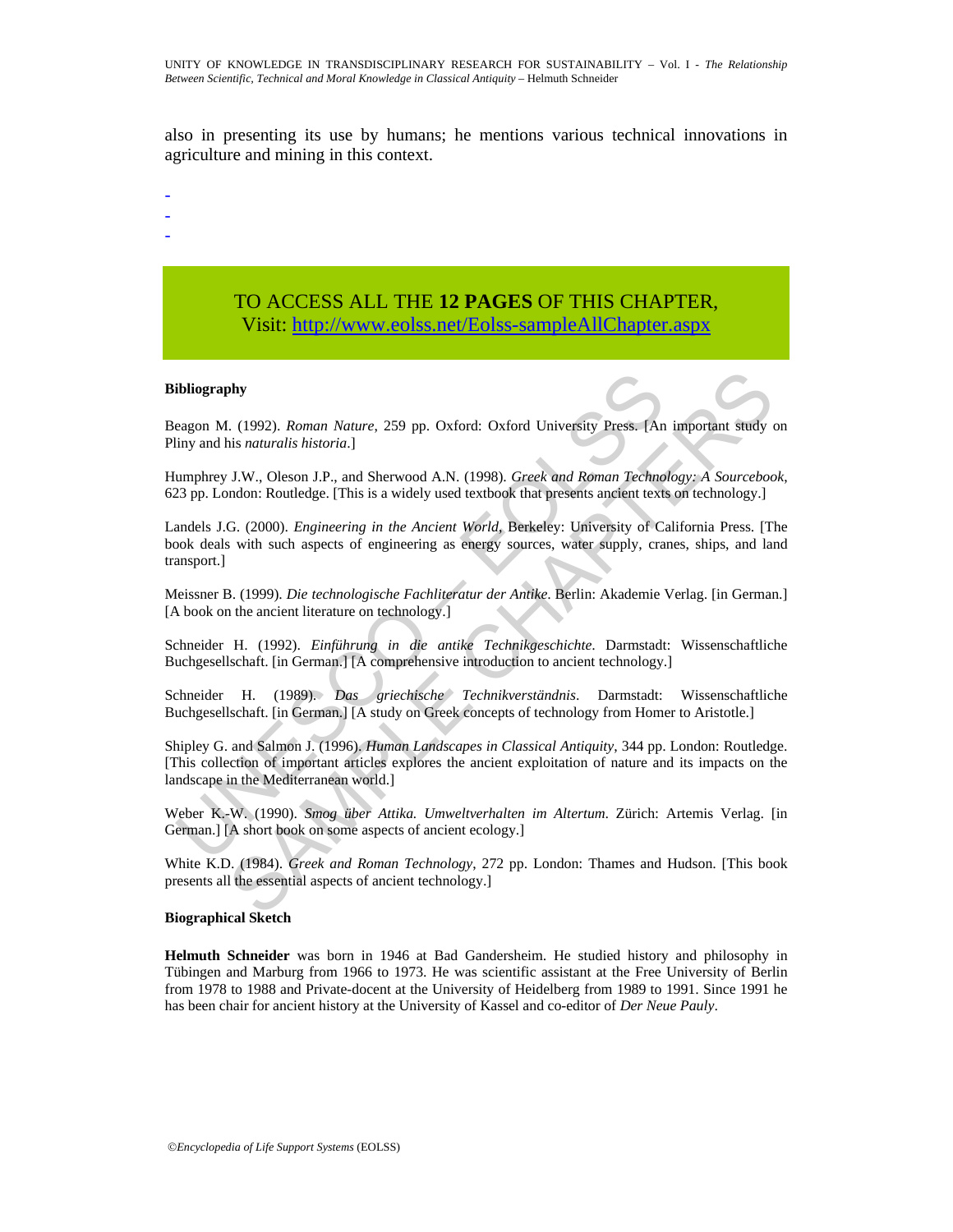also in presenting its use by humans; he mentions various technical innovations in agriculture and mining in this context.

-
-
-

TO ACCESS ALL THE **12 PAGES** OF THIS CHAPTER,
Visit: http://www.eolss.net/Eolss-sampleAllChapter.aspx

#### Bibliography

Beagon M. (1992). *Roman Nature*, 259 pp. Oxford: Oxford University Press. [An important study on Pliny and his *naturalis historia*.]

Humphrey J.W., Oleson J.P., and Sherwood A.N. (1998). *Greek and Roman Technology: A Sourcebook*, 623 pp. London: Routledge. [This is a widely used textbook that presents ancient texts on technology.]

Landels J.G. (2000). *Engineering in the Ancient World*, Berkeley: University of California Press. [The book deals with such aspects of engineering as energy sources, water supply, cranes, ships, and land transport.]

Meissner B. (1999). *Die technologische Fachliteratur der Antike*. Berlin: Akademie Verlag. [in German.] [A book on the ancient literature on technology.]

Schneider H. (1992). *Einführung in die antike Technikgeschichte*. Darmstadt: Wissenschaftliche Buchgesellschaft. [in German.] [A comprehensive introduction to ancient technology.]

Schneider H. (1989). *Das griechische Technikverständnis*. Darmstadt: Wissenschaftliche Buchgesellschaft. [in German.] [A study on Greek concepts of technology from Homer to Aristotle.]

Shipley G. and Salmon J. (1996). *Human Landscapes in Classical Antiquity*, 344 pp. London: Routledge. [This collection of important articles explores the ancient exploitation of nature and its impacts on the landscape in the Mediterranean world.]

Weber K.-W. (1990). *Smog über Attika. Umweltverhalten im Altertum*. Zürich: Artemis Verlag. [in German.] [A short book on some aspects of ancient ecology.]

White K.D. (1984). *Greek and Roman Technology*, 272 pp. London: Thames and Hudson. [This book presents all the essential aspects of ancient technology.]

#### Biographical Sketch

**Helmuth Schneider** was born in 1946 at Bad Gandersheim. He studied history and philosophy in Tübingen and Marburg from 1966 to 1973. He was scientific assistant at the Free University of Berlin from 1978 to 1988 and Private-docent at the University of Heidelberg from 1989 to 1991. Since 1991 he has been chair for ancient history at the University of Kassel and co-editor of *Der Neue Pauly*.